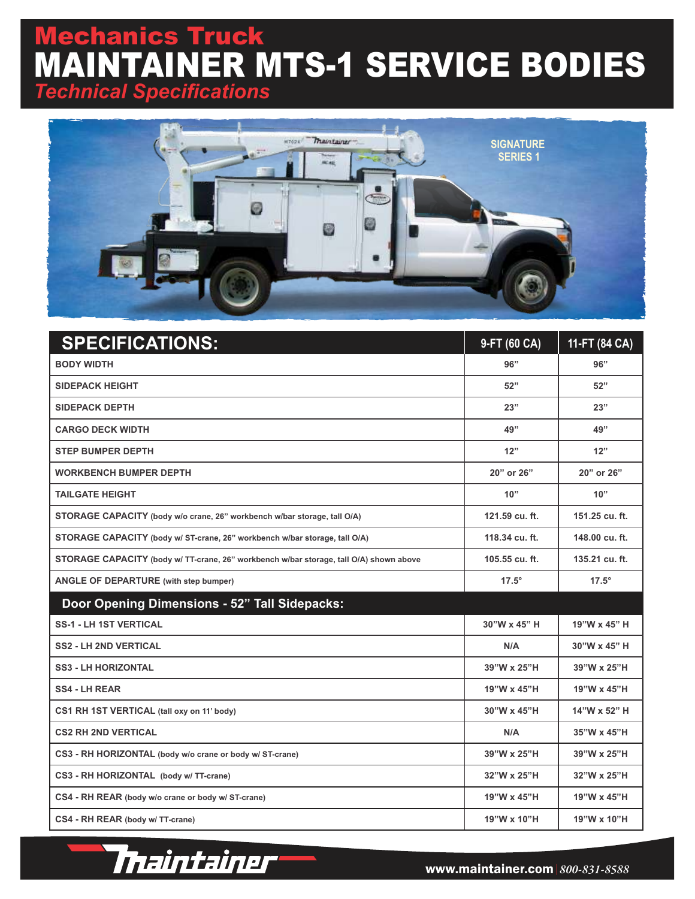# Mechanics Truck
# MAINTAINER MTS-1 SERVICE BODIES
## *Technical Specifications*

SIGNATURE SERIES 1

| SPECIFICATIONS: | 9-FT (60 CA) | 11-FT (84 CA) |
|---|---|---|
| BODY WIDTH | 96” | 96” |
| SIDEPACK HEIGHT | 52” | 52” |
| SIDEPACK DEPTH | 23” | 23” |
| CARGO DECK WIDTH | 49” | 49” |
| STEP BUMPER DEPTH | 12” | 12” |
| WORKBENCH BUMPER DEPTH | 20” or 26” | 20” or 26” |
| TAILGATE HEIGHT | 10” | 10” |
| STORAGE CAPACITY (body w/o crane, 26” workbench w/bar storage, tall O/A) | 121.59 cu. ft. | 151.25 cu. ft. |
| STORAGE CAPACITY (body w/ ST-crane, 26” workbench w/bar storage, tall O/A) | 118.34 cu. ft. | 148.00 cu. ft. |
| STORAGE CAPACITY (body w/ TT-crane, 26” workbench w/bar storage, tall O/A) shown above | 105.55 cu. ft. | 135.21 cu. ft. |
| ANGLE OF DEPARTURE (with step bumper) | 17.5° | 17.5° |
| **Door Opening Dimensions - 52” Tall Sidepacks:** | | |
| SS-1 - LH 1ST VERTICAL | 30”W x 45” H | 19”W x 45” H |
| SS2 - LH 2ND VERTICAL | N/A | 30”W x 45” H |
| SS3 - LH HORIZONTAL | 39”W x 25”H | 39”W x 25”H |
| SS4 - LH REAR | 19”W x 45”H | 19”W x 45”H |
| CS1 RH 1ST VERTICAL (tall oxy on 11’ body) | 30”W x 45”H | 14”W x 52” H |
| CS2 RH 2ND VERTICAL | N/A | 35”W x 45”H |
| CS3 - RH HORIZONTAL (body w/o crane or body w/ ST-crane) | 39”W x 25”H | 39”W x 25”H |
| CS3 - RH HORIZONTAL (body w/ TT-crane) | 32”W x 25”H | 32”W x 25”H |
| CS4 - RH REAR (body w/o crane or body w/ ST-crane) | 19”W x 45”H | 19”W x 45”H |
| CS4 - RH REAR (body w/ TT-crane) | 19”W x 10”H | 19”W x 10”H |

Maintainer

www.maintainer.com | 800-831-8588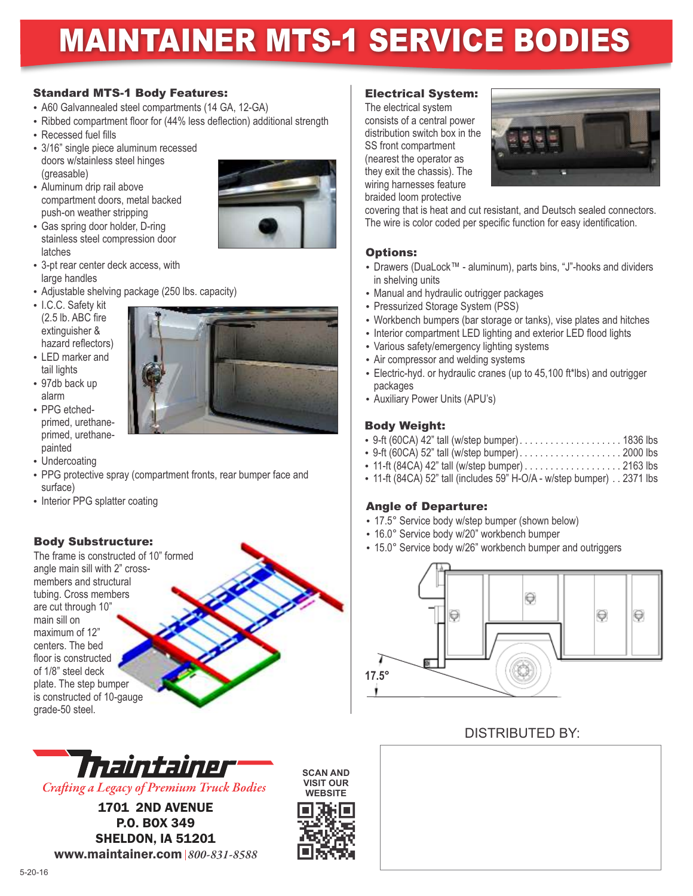# MAINTAINER MTS-1 SERVICE BODIES

## Standard MTS-1 Body Features:

- A60 Galvannealed steel compartments (14 GA, 12-GA)
- Ribbed compartment floor for (44% less deflection) additional strength
- Recessed fuel fills
- 3/16" single piece aluminum recessed doors w/stainless steel hinges (greasable)
- Aluminum drip rail above compartment doors, metal backed push-on weather stripping
- Gas spring door holder, D-ring stainless steel compression door latches
- 3-pt rear center deck access, with large handles
- Adjustable shelving package (250 lbs. capacity)
- I.C.C. Safety kit (2.5 lb. ABC fire extinguisher & hazard reflectors)
- LED marker and tail lights
- 97db back up alarm
- PPG etched-primed, urethane-primed, urethane-painted
- Undercoating
- PPG protective spray (compartment fronts, rear bumper face and surface)
- Interior PPG splatter coating

## Body Substructure:

The frame is constructed of 10" formed angle main sill with 2" cross-members and structural tubing. Cross members are cut through 10" main sill on maximum of 12" centers. The bed floor is constructed of 1/8" steel deck plate. The step bumper is constructed of 10-gauge grade-50 steel.

## Electrical System:

The electrical system consists of a central power distribution switch box in the SS front compartment (nearest the operator as they exit the chassis). The wiring harnesses feature braided loom protective covering that is heat and cut resistant, and Deutsch sealed connectors. The wire is color coded per specific function for easy identification.

## Options:

- Drawers (DuaLock™ - aluminum), parts bins, "J"-hooks and dividers in shelving units
- Manual and hydraulic outrigger packages
- Pressurized Storage System (PSS)
- Workbench bumpers (bar storage or tanks), vise plates and hitches
- Interior compartment LED lighting and exterior LED flood lights
- Various safety/emergency lighting systems
- Air compressor and welding systems
- Electric-hyd. or hydraulic cranes (up to 45,100 ft*lbs) and outrigger packages
- Auxiliary Power Units (APU's)

## Body Weight:

- 9-ft (60CA) 42" tall (w/step bumper) .................... 1836 lbs
- 9-ft (60CA) 52" tall (w/step bumper) .................... 2000 lbs
- 11-ft (84CA) 42" tall (w/step bumper) .................. 2163 lbs
- 11-ft (84CA) 52" tall (includes 59" H-O/A - w/step bumper) . . 2371 lbs

## Angle of Departure:

- 17.5° Service body w/step bumper (shown below)
- 16.0° Service body w/20" workbench bumper
- 15.0° Service body w/26" workbench bumper and outriggers

17.5°

DISTRIBUTED BY:

*Crafting a Legacy of Premium Truck Bodies*

**1701 2ND AVENUE**
**P.O. BOX 349**
**SHELDON, IA 51201**
**www.maintainer.com** | *800-831-8588*

SCAN AND VISIT OUR WEBSITE

5-20-16